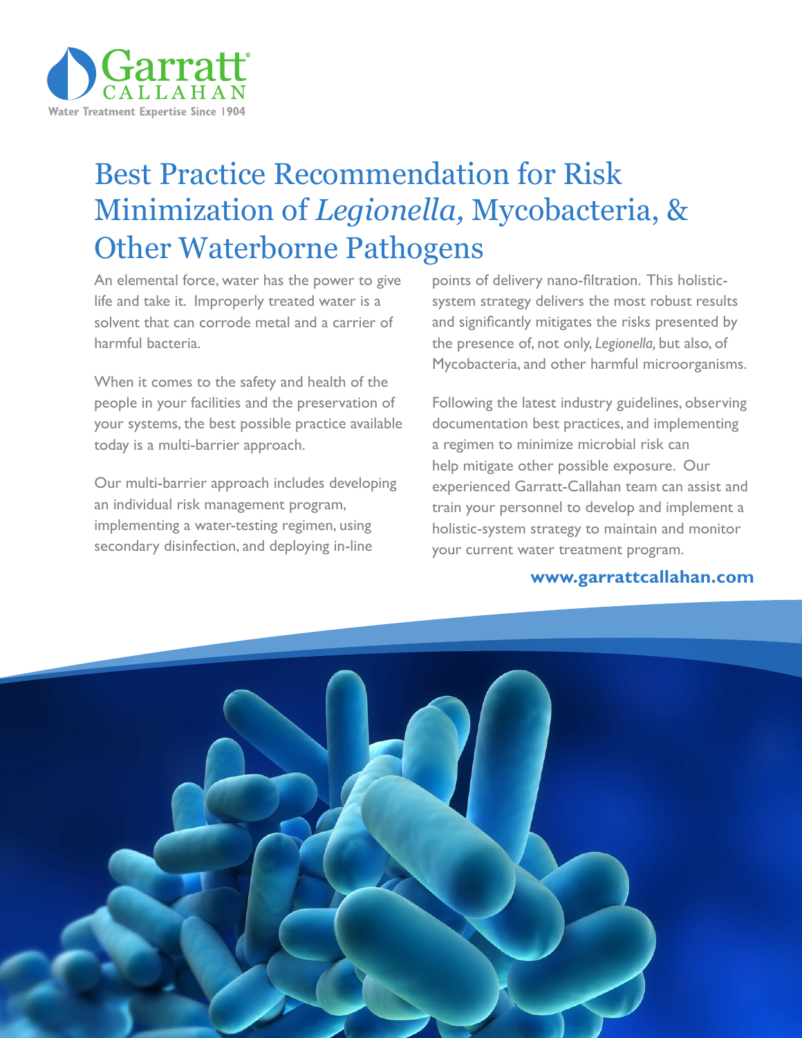Garratt CALLAHAN

Water Treatment Expertise Since 1904

# Best Practice Recommendation for Risk Minimization of *Legionella,* Mycobacteria, & Other Waterborne Pathogens

An elemental force, water has the power to give life and take it. Improperly treated water is a solvent that can corrode metal and a carrier of harmful bacteria.

When it comes to the safety and health of the people in your facilities and the preservation of your systems, the best possible practice available today is a multi-barrier approach.

Our multi-barrier approach includes developing an individual risk management program, implementing a water-testing regimen, using secondary disinfection, and deploying in-line points of delivery nano-filtration. This holistic-system strategy delivers the most robust results and significantly mitigates the risks presented by the presence of, not only, *Legionella,* but also, of Mycobacteria, and other harmful microorganisms.

Following the latest industry guidelines, observing documentation best practices, and implementing a regimen to minimize microbial risk can help mitigate other possible exposure. Our experienced Garratt-Callahan team can assist and train your personnel to develop and implement a holistic-system strategy to maintain and monitor your current water treatment program.

**www.garrattcallahan.com**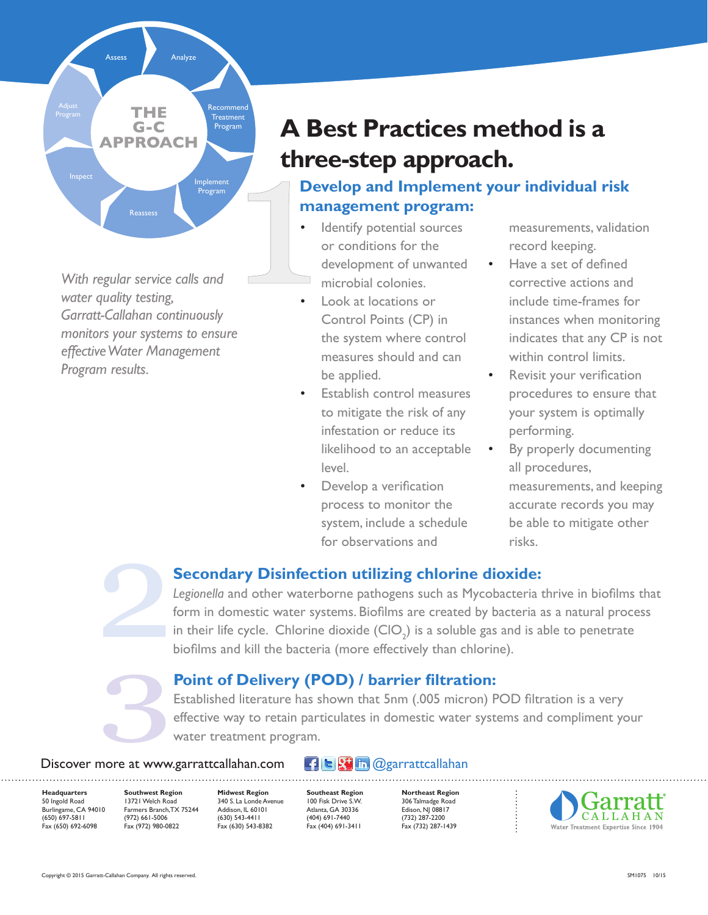THE G-C APPROACH

Assess

Analyze

Recommend Treatment Program

Implement Program

Reassess

Inspect

Adjust Program

*With regular service calls and water quality testing, Garratt-Callahan continuously monitors your systems to ensure effective Water Management Program results.*

# A Best Practices method is a three-step approach.

## 1 Develop and Implement your individual risk management program:

- Identify potential sources or conditions for the development of unwanted microbial colonies.
- Look at locations or Control Points (CP) in the system where control measures should and can be applied.
- Establish control measures to mitigate the risk of any infestation or reduce its likelihood to an acceptable level.
- Develop a verification process to monitor the system, include a schedule for observations and measurements, validation record keeping.
- Have a set of defined corrective actions and include time-frames for instances when monitoring indicates that any CP is not within control limits.
- Revisit your verification procedures to ensure that your system is optimally performing.
- By properly documenting all procedures, measurements, and keeping accurate records you may be able to mitigate other risks.

## 2 Secondary Disinfection utilizing chlorine dioxide:

*Legionella* and other waterborne pathogens such as Mycobacteria thrive in biofilms that form in domestic water systems. Biofilms are created by bacteria as a natural process in their life cycle. Chlorine dioxide ($ClO_2$) is a soluble gas and is able to penetrate biofilms and kill the bacteria (more effectively than chlorine).

## 3 Point of Delivery (POD) / barrier filtration:

Established literature has shown that 5nm (.005 micron) POD filtration is a very effective way to retain particulates in domestic water systems and compliment your water treatment program.

Discover more at www.garrattcallahan.com @garrattcallahan

**Headquarters**
50 Ingold Road
Burlingame, CA 94010
(650) 697-5811
Fax (650) 692-6098

**Southwest Region**
13721 Welch Road
Farmers Branch, TX 75244
(972) 661-5006
Fax (972) 980-0822

**Midwest Region**
340 S. La Londe Avenue
Addison, IL 60101
(630) 543-4411
Fax (630) 543-8382

**Southeast Region**
100 Fisk Drive S.W.
Atlanta, GA 30336
(404) 691-7440
Fax (404) 691-3411

**Northeast Region**
306 Talmadge Road
Edison, NJ 08817
(732) 287-2200
Fax (732) 287-1439

Garratt Callahan
Water Treatment Expertise Since 1904

Copyright © 2015 Garratt-Callahan Company. All rights reserved.

SM1075 10/15